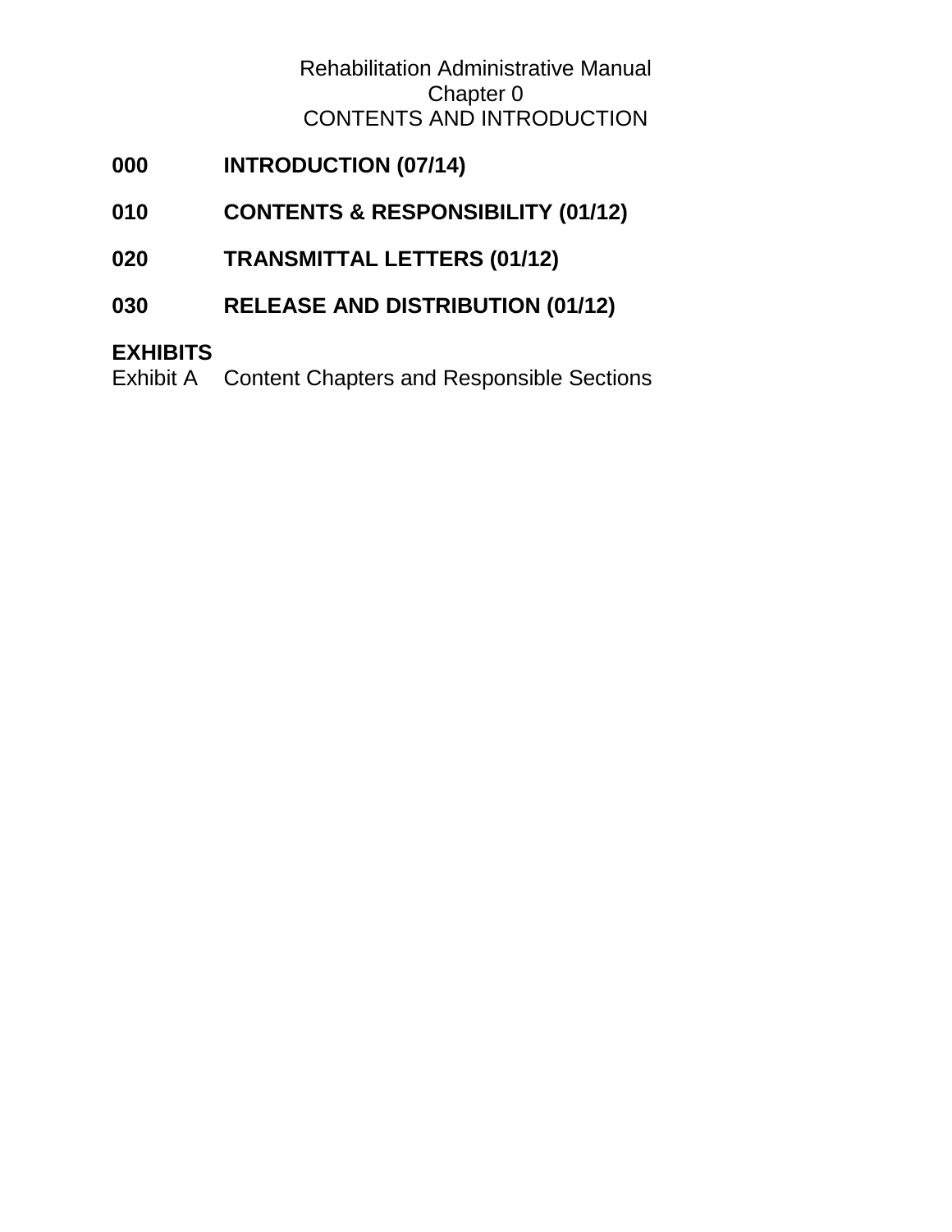# Rehabilitation Administrative Manual
## Chapter 0
## CONTENTS AND INTRODUCTION

**000 INTRODUCTION (07/14)**

**010 CONTENTS & RESPONSIBILITY (01/12)**

**020 TRANSMITTAL LETTERS (01/12)**

**030 RELEASE AND DISTRIBUTION (01/12)**

**EXHIBITS**

Exhibit A Content Chapters and Responsible Sections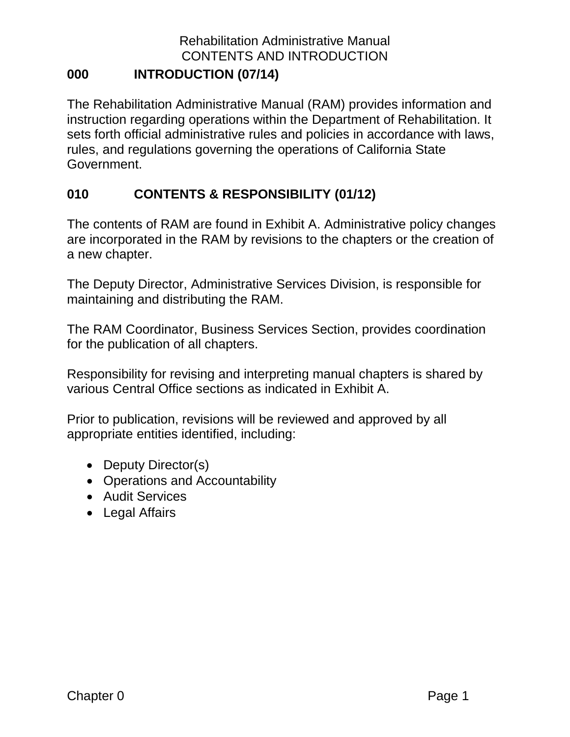## 000 INTRODUCTION (07/14)

The Rehabilitation Administrative Manual (RAM) provides information and instruction regarding operations within the Department of Rehabilitation. It sets forth official administrative rules and policies in accordance with laws, rules, and regulations governing the operations of California State Government.

## 010 CONTENTS & RESPONSIBILITY (01/12)

The contents of RAM are found in Exhibit A. Administrative policy changes are incorporated in the RAM by revisions to the chapters or the creation of a new chapter.

The Deputy Director, Administrative Services Division, is responsible for maintaining and distributing the RAM.

The RAM Coordinator, Business Services Section, provides coordination for the publication of all chapters.

Responsibility for revising and interpreting manual chapters is shared by various Central Office sections as indicated in Exhibit A.

Prior to publication, revisions will be reviewed and approved by all appropriate entities identified, including:

- Deputy Director(s)
- Operations and Accountability
- Audit Services
- Legal Affairs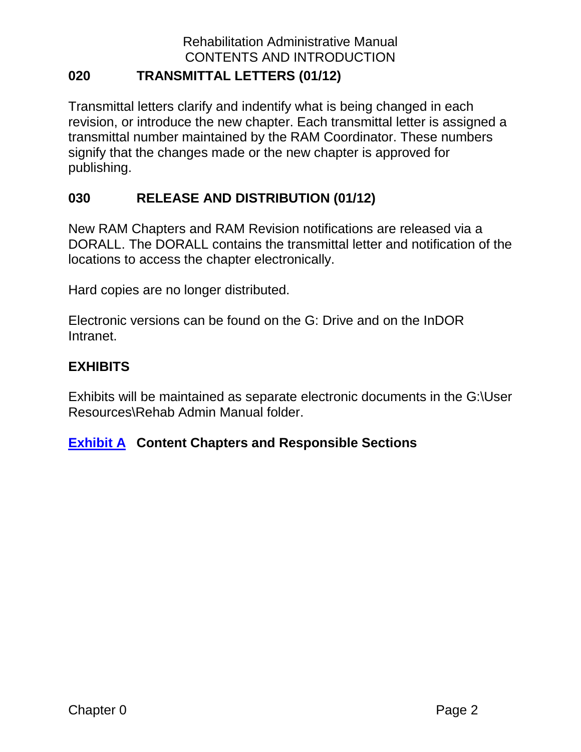## 020 TRANSMITTAL LETTERS (01/12)

Transmittal letters clarify and indentify what is being changed in each revision, or introduce the new chapter. Each transmittal letter is assigned a transmittal number maintained by the RAM Coordinator. These numbers signify that the changes made or the new chapter is approved for publishing.

## 030 RELEASE AND DISTRIBUTION (01/12)

New RAM Chapters and RAM Revision notifications are released via a DORALL. The DORALL contains the transmittal letter and notification of the locations to access the chapter electronically.

Hard copies are no longer distributed.

Electronic versions can be found on the G: Drive and on the InDOR Intranet.

## EXHIBITS

Exhibits will be maintained as separate electronic documents in the G:\User Resources\Rehab Admin Manual folder.

**Exhibit A** **Content Chapters and Responsible Sections**